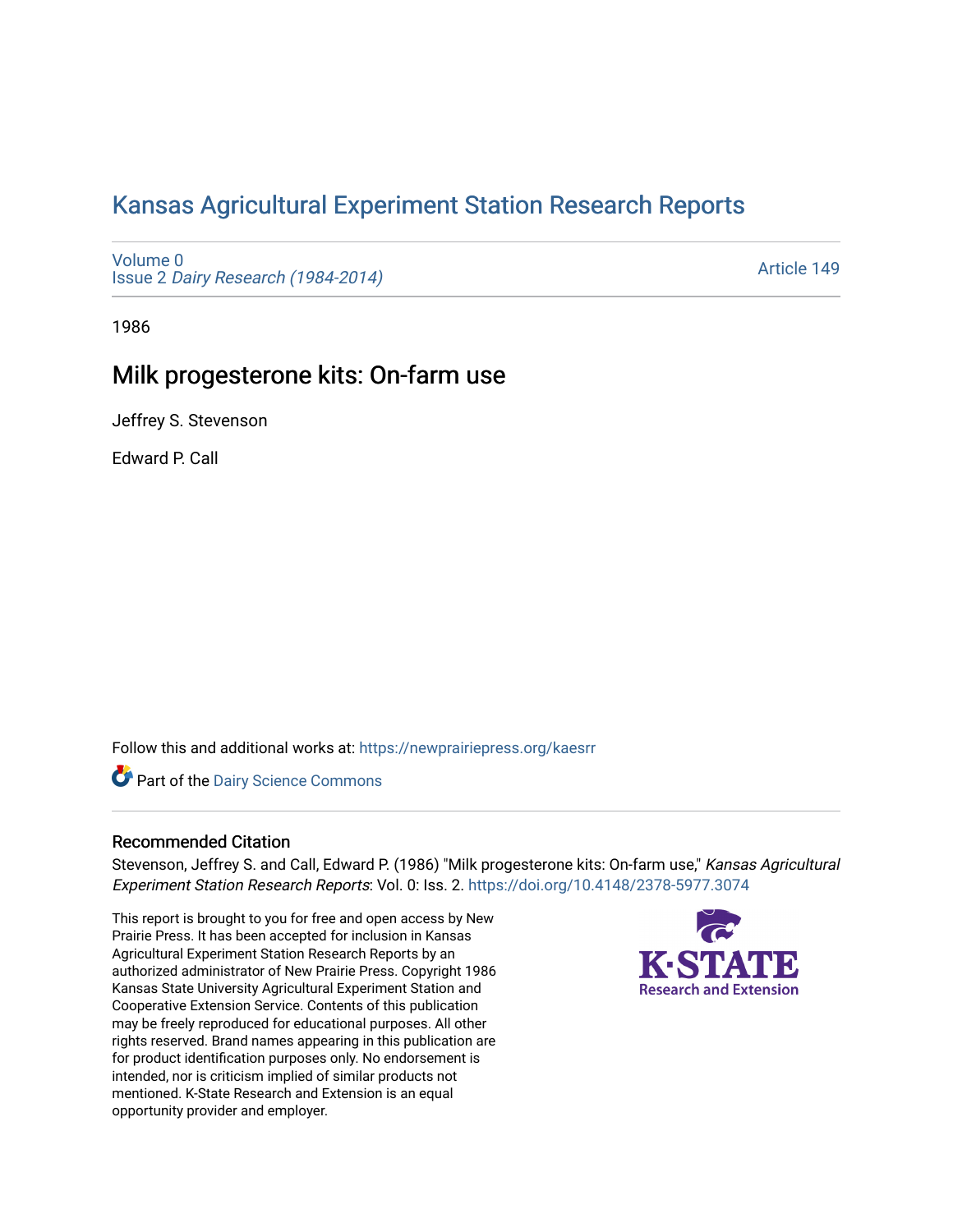# Kansas Agricultural Experiment Station Research Reports

Volume 0
Issue 2 *Dairy Research (1984-2014)*

Article 149

1986

## Milk progesterone kits: On-farm use

Jeffrey S. Stevenson

Edward P. Call

Follow this and additional works at: https://newprairiepress.org/kaesrr

Part of the Dairy Science Commons

### Recommended Citation

Stevenson, Jeffrey S. and Call, Edward P. (1986) "Milk progesterone kits: On-farm use," *Kansas Agricultural Experiment Station Research Reports*: Vol. 0: Iss. 2. https://doi.org/10.4148/2378-5977.3074

This report is brought to you for free and open access by New Prairie Press. It has been accepted for inclusion in Kansas Agricultural Experiment Station Research Reports by an authorized administrator of New Prairie Press. Copyright 1986 Kansas State University Agricultural Experiment Station and Cooperative Extension Service. Contents of this publication may be freely reproduced for educational purposes. All other rights reserved. Brand names appearing in this publication are for product identification purposes only. No endorsement is intended, nor is criticism implied of similar products not mentioned. K-State Research and Extension is an equal opportunity provider and employer.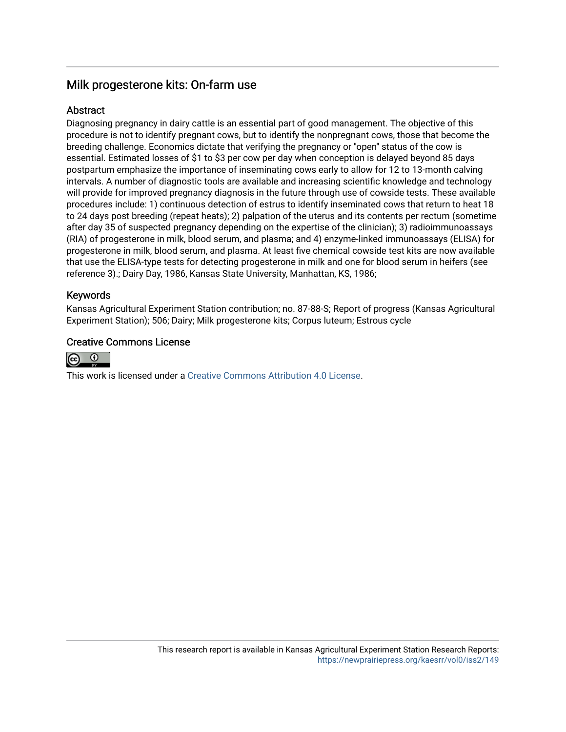## Milk progesterone kits: On-farm use

### Abstract

Diagnosing pregnancy in dairy cattle is an essential part of good management. The objective of this procedure is not to identify pregnant cows, but to identify the nonpregnant cows, those that become the breeding challenge. Economics dictate that verifying the pregnancy or "open" status of the cow is essential. Estimated losses of $1 to $3 per cow per day when conception is delayed beyond 85 days postpartum emphasize the importance of inseminating cows early to allow for 12 to 13-month calving intervals. A number of diagnostic tools are available and increasing scientific knowledge and technology will provide for improved pregnancy diagnosis in the future through use of cowside tests. These available procedures include: 1) continuous detection of estrus to identify inseminated cows that return to heat 18 to 24 days post breeding (repeat heats); 2) palpation of the uterus and its contents per rectum (sometime after day 35 of suspected pregnancy depending on the expertise of the clinician); 3) radioimmunoassays (RIA) of progesterone in milk, blood serum, and plasma; and 4) enzyme-linked immunoassays (ELISA) for progesterone in milk, blood serum, and plasma. At least five chemical cowside test kits are now available that use the ELISA-type tests for detecting progesterone in milk and one for blood serum in heifers (see reference 3).; Dairy Day, 1986, Kansas State University, Manhattan, KS, 1986;

### Keywords

Kansas Agricultural Experiment Station contribution; no. 87-88-S; Report of progress (Kansas Agricultural Experiment Station); 506; Dairy; Milk progesterone kits; Corpus luteum; Estrous cycle

### Creative Commons License

This work is licensed under a Creative Commons Attribution 4.0 License.

This research report is available in Kansas Agricultural Experiment Station Research Reports: https://newprairiepress.org/kaesrr/vol0/iss2/149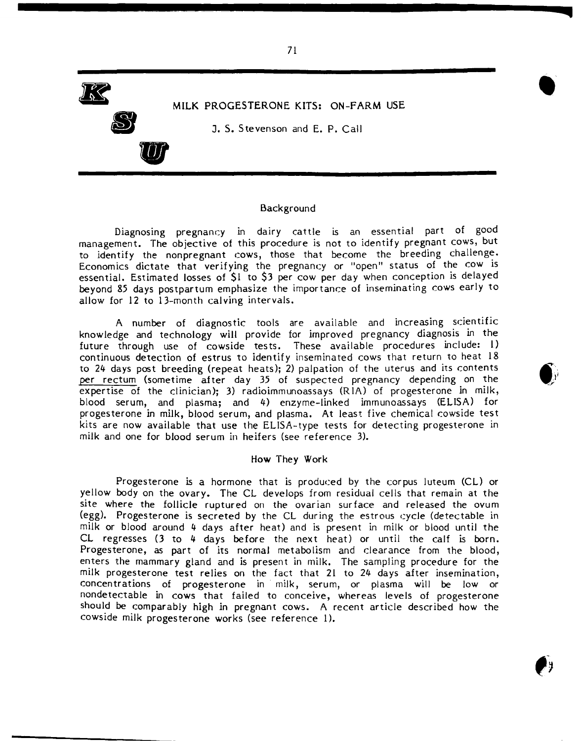# MILK PROGESTERONE KITS: ON-FARM USE

J. S. Stevenson and E. P. Call

## Background

Diagnosing pregnancy in dairy cattle is an essential part of good management. The objective of this procedure is not to identify pregnant cows, but to identify the nonpregnant cows, those that become the breeding challenge. Economics dictate that verifying the pregnancy or "open" status of the cow is essential. Estimated losses of $1 to $3 per cow per day when conception is delayed beyond 85 days postpartum emphasize the importance of inseminating cows early to allow for 12 to 13-month calving intervals.

A number of diagnostic tools are available and increasing scientific knowledge and technology will provide for improved pregnancy diagnosis in the future through use of cowside tests. These available procedures include: 1) continuous detection of estrus to identify inseminated cows that return to heat 18 to 24 days post breeding (repeat heats); 2) palpation of the uterus and its contents per rectum (sometime after day 35 of suspected pregnancy depending on the expertise of the clinician); 3) radioimmunoassays (RIA) of progesterone in milk, blood serum, and plasma; and 4) enzyme-linked immunoassays (ELISA) for progesterone in milk, blood serum, and plasma. At least five chemical cowside test kits are now available that use the ELISA-type tests for detecting progesterone in milk and one for blood serum in heifers (see reference 3).

## How They Work

Progesterone is a hormone that is produced by the corpus luteum (CL) or yellow body on the ovary. The CL develops from residual cells that remain at the site where the follicle ruptured on the ovarian surface and released the ovum (egg). Progesterone is secreted by the CL during the estrous cycle (detectable in milk or blood around 4 days after heat) and is present in milk or blood until the CL regresses (3 to 4 days before the next heat) or until the calf is born. Progesterone, as part of its normal metabolism and clearance from the blood, enters the mammary gland and is present in milk. The sampling procedure for the milk progesterone test relies on the fact that 21 to 24 days after insemination, concentrations of progesterone in milk, serum, or plasma will be low or nondetectable in cows that failed to conceive, whereas levels of progesterone should be comparably high in pregnant cows. A recent article described how the cowside milk progesterone works (see reference 1).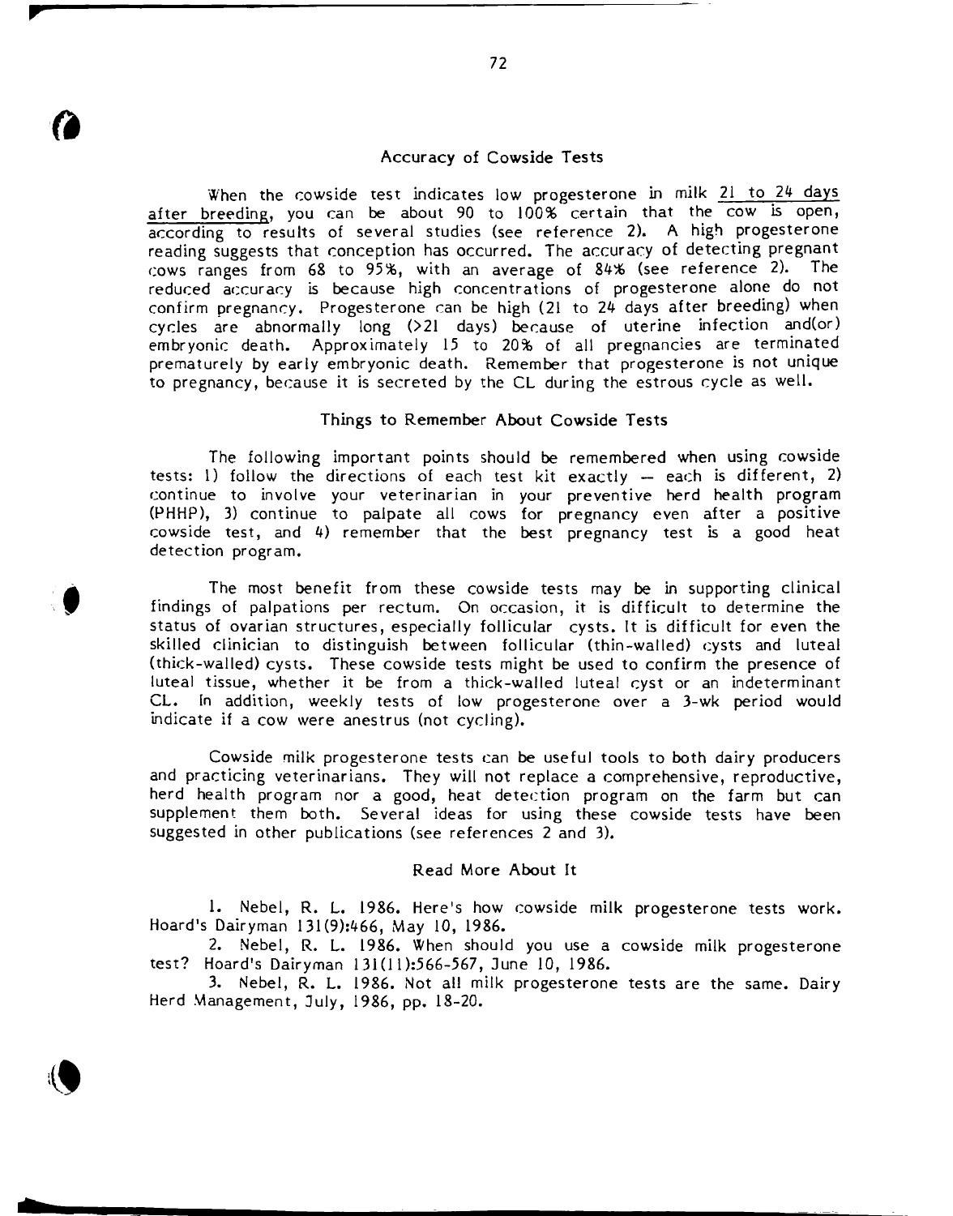## Accuracy of Cowside Tests

When the cowside test indicates low progesterone in milk <u>21 to 24 days after breeding</u>, you can be about 90 to 100% certain that the cow is open, according to results of several studies (see reference 2). A high progesterone reading suggests that conception has occurred. The accuracy of detecting pregnant cows ranges from 68 to 95%, with an average of 84% (see reference 2). The reduced accuracy is because high concentrations of progesterone alone do not confirm pregnancy. Progesterone can be high (21 to 24 days after breeding) when cycles are abnormally long (>21 days) because of uterine infection and(or) embryonic death. Approximately 15 to 20% of all pregnancies are terminated prematurely by early embryonic death. Remember that progesterone is not unique to pregnancy, because it is secreted by the CL during the estrous cycle as well.

## Things to Remember About Cowside Tests

The following important points should be remembered when using cowside tests: 1) follow the directions of each test kit exactly -- each is different, 2) continue to involve your veterinarian in your preventive herd health program (PHHP), 3) continue to palpate all cows for pregnancy even after a positive cowside test, and 4) remember that the best pregnancy test is a good heat detection program.

The most benefit from these cowside tests may be in supporting clinical findings of palpations per rectum. On occasion, it is difficult to determine the status of ovarian structures, especially follicular cysts. It is difficult for even the skilled clinician to distinguish between follicular (thin-walled) cysts and luteal (thick-walled) cysts. These cowside tests might be used to confirm the presence of luteal tissue, whether it be from a thick-walled luteal cyst or an indeterminant CL. In addition, weekly tests of low progesterone over a 3-wk period would indicate if a cow were anestrus (not cycling).

Cowside milk progesterone tests can be useful tools to both dairy producers and practicing veterinarians. They will not replace a comprehensive, reproductive, herd health program nor a good, heat detection program on the farm but can supplement them both. Several ideas for using these cowside tests have been suggested in other publications (see references 2 and 3).

## Read More About It

1. Nebel, R. L. 1986. Here's how cowside milk progesterone tests work. Hoard's Dairyman 131(9):466, May 10, 1986.
2. Nebel, R. L. 1986. When should you use a cowside milk progesterone test? Hoard's Dairyman 131(11):566-567, June 10, 1986.
3. Nebel, R. L. 1986. Not all milk progesterone tests are the same. Dairy Herd Management, July, 1986, pp. 18-20.